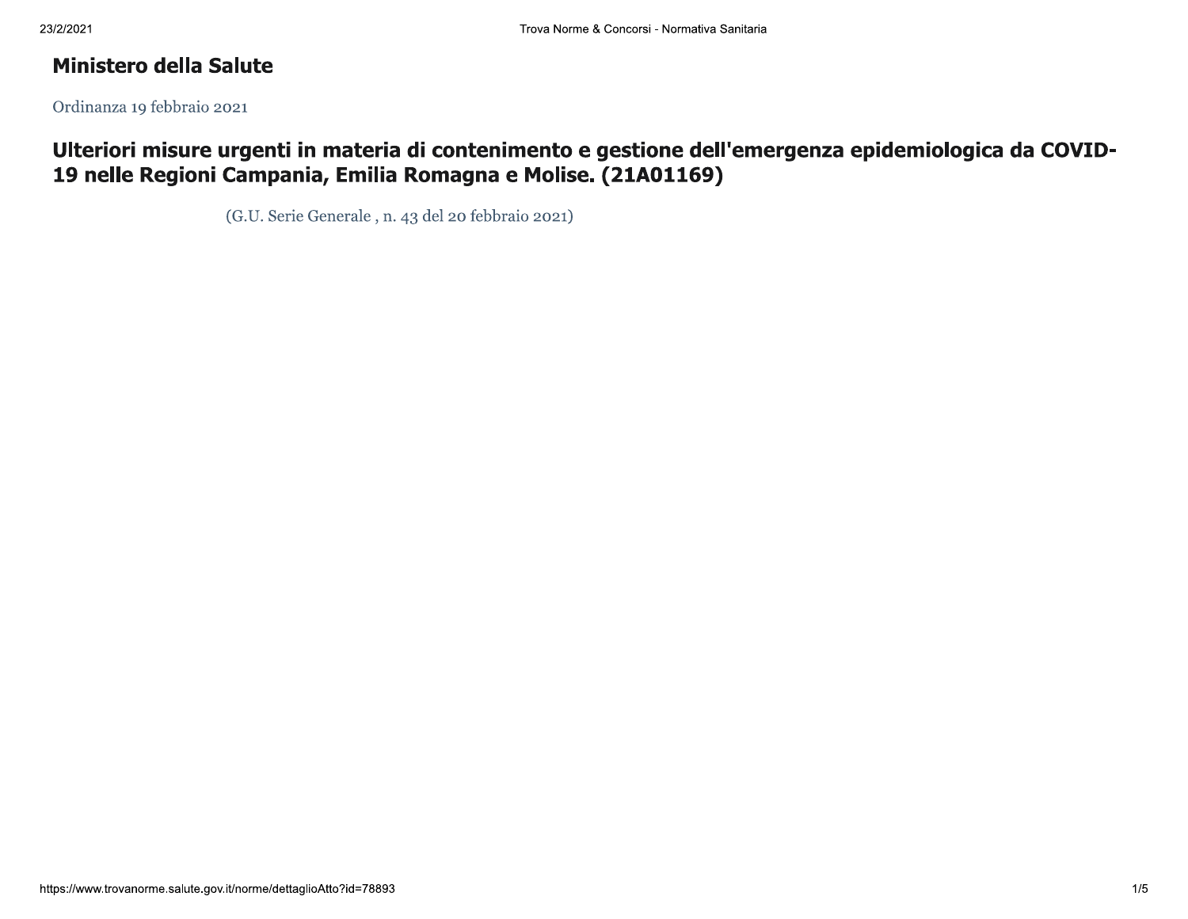## Ministero della Salute

Ordinanza 19 febbraio 2021

# Ulteriori misure urgenti in materia di contenimento e gestione dell'emergenza epidemiologica da COVID-19 nelle Regioni Campania, Emilia Romagna e Molise. (21A01169)

(G.U. Serie Generale , n. 43 del 20 febbraio 2021)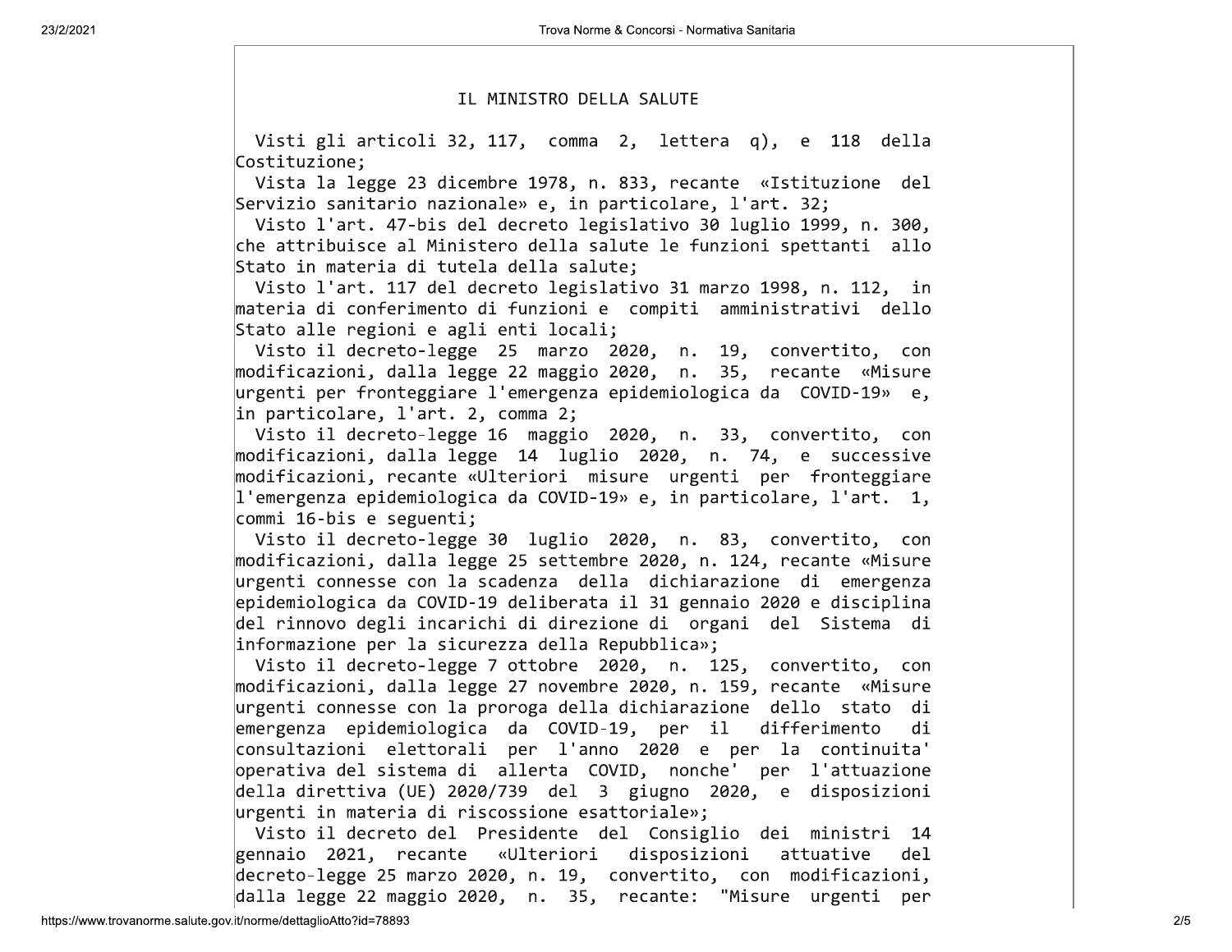# IL MINISTRO DELLA SALUTE

Visti gli articoli 32, 117, comma 2, lettera q), e 118 della Costituzione;

Vista la legge 23 dicembre 1978, n. 833, recante «Istituzione del Servizio sanitario nazionale» e, in particolare, l'art. 32;

Visto l'art. 47-bis del decreto legislativo 30 luglio 1999, n. 300, che attribuisce al Ministero della salute le funzioni spettanti allo Stato in materia di tutela della salute;

Visto l'art. 117 del decreto legislativo 31 marzo 1998, n. 112, in materia di conferimento di funzioni e compiti amministrativi dello Stato alle regioni e agli enti locali;

Visto il decreto-legge 25 marzo 2020, n. 19, convertito, con modificazioni, dalla legge 22 maggio 2020, n. 35, recante «Misure urgenti per fronteggiare l'emergenza epidemiologica da COVID-19» e, in particolare, l'art. 2, comma 2;

Visto il decreto-legge 16 maggio 2020, n. 33, convertito, con modificazioni, dalla legge 14 luglio 2020, n. 74, e successive modificazioni, recante «Ulteriori misure urgenti per fronteggiare l'emergenza epidemiologica da COVID-19» e, in particolare, l'art. 1, commi 16-bis e seguenti;

Visto il decreto-legge 30 luglio 2020, n. 83, convertito, con modificazioni, dalla legge 25 settembre 2020, n. 124, recante «Misure urgenti connesse con la scadenza della dichiarazione di emergenza epidemiologica da COVID-19 deliberata il 31 gennaio 2020 e disciplina del rinnovo degli incarichi di direzione di organi del Sistema di informazione per la sicurezza della Repubblica»;

Visto il decreto-legge 7 ottobre 2020, n. 125, convertito, con modificazioni, dalla legge 27 novembre 2020, n. 159, recante «Misure urgenti connesse con la proroga della dichiarazione dello stato di emergenza epidemiologica da COVID-19, per il differimento di consultazioni elettorali per l'anno 2020 e per la continuita' operativa del sistema di allerta COVID, nonche' per l'attuazione della direttiva (UE) 2020/739 del 3 giugno 2020, e disposizioni urgenti in materia di riscossione esattoriale»;

Visto il decreto del Presidente del Consiglio dei ministri 14 gennaio 2021, recante «Ulteriori disposizioni attuative del decreto-legge 25 marzo 2020, n. 19, convertito, con modificazioni, dalla legge 22 maggio 2020, n. 35, recante: "Misure urgenti per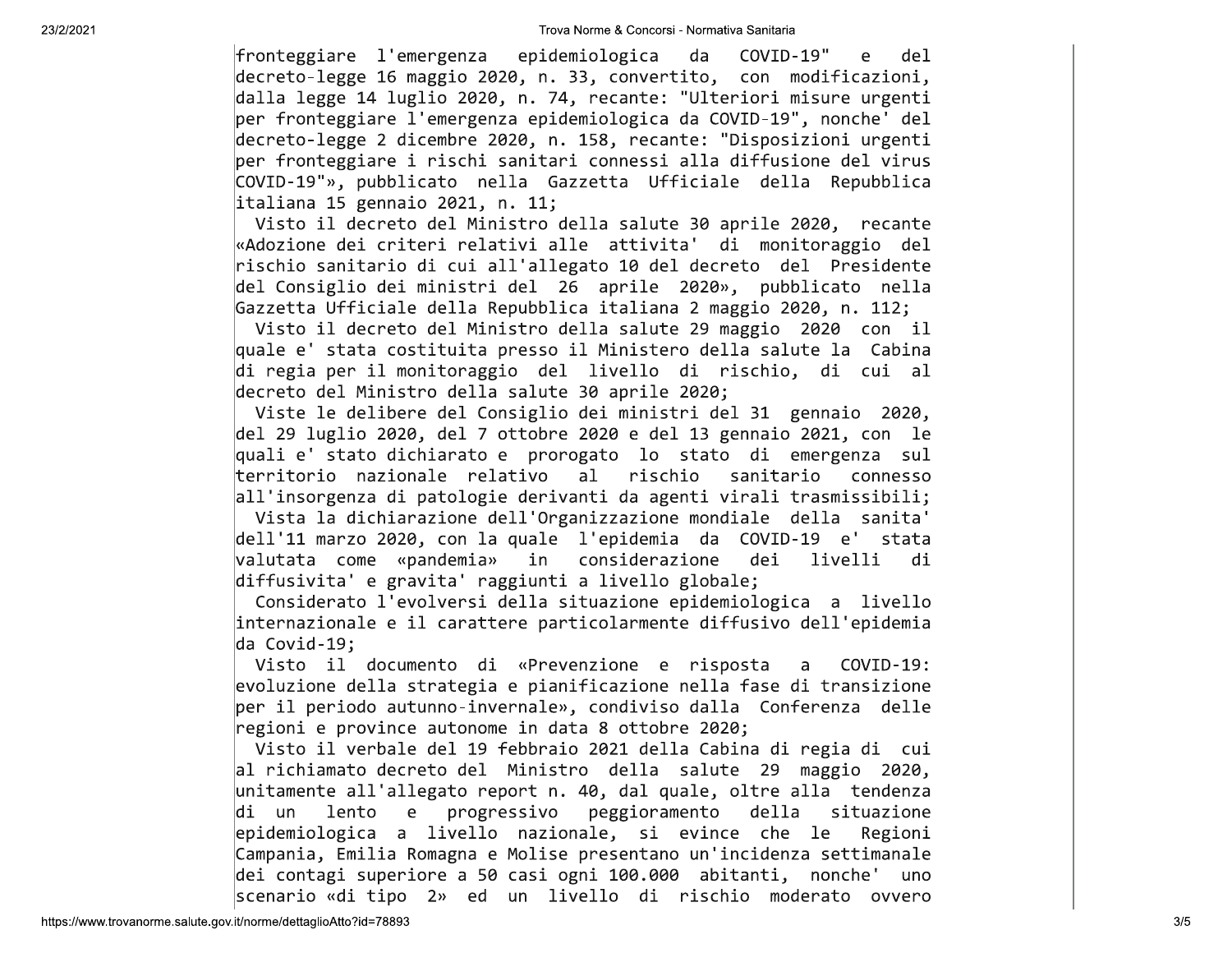fronteggiare l'emergenza epidemiologica da COVID-19" e del decreto-legge 16 maggio 2020, n. 33, convertito, con modificazioni, dalla legge 14 luglio 2020, n. 74, recante: "Ulteriori misure urgenti per fronteggiare l'emergenza epidemiologica da COVID-19", nonche' del decreto-legge 2 dicembre 2020, n. 158, recante: "Disposizioni urgenti per fronteggiare i rischi sanitari connessi alla diffusione del virus COVID-19"», pubblicato nella Gazzetta Ufficiale della Repubblica italiana 15 gennaio 2021, n. 11;

Visto il decreto del Ministro della salute 30 aprile 2020, recante «Adozione dei criteri relativi alle attivita' di monitoraggio del rischio sanitario di cui all'allegato 10 del decreto del Presidente del Consiglio dei ministri del 26 aprile 2020», pubblicato nella Gazzetta Ufficiale della Repubblica italiana 2 maggio 2020, n. 112;

Visto il decreto del Ministro della salute 29 maggio 2020 con il quale e' stata costituita presso il Ministero della salute la Cabina di regia per il monitoraggio del livello di rischio, di cui al decreto del Ministro della salute 30 aprile 2020;

Viste le delibere del Consiglio dei ministri del 31 gennaio 2020, del 29 luglio 2020, del 7 ottobre 2020 e del 13 gennaio 2021, con le quali e' stato dichiarato e prorogato lo stato di emergenza sul territorio nazionale relativo al rischio sanitario connesso all'insorgenza di patologie derivanti da agenti virali trasmissibili;

Vista la dichiarazione dell'Organizzazione mondiale della sanita' dell'11 marzo 2020, con la quale l'epidemia da COVID-19 e' stata valutata come «pandemia» in considerazione dei livelli di diffusivita' e gravita' raggiunti a livello globale;

Considerato l'evolversi della situazione epidemiologica a livello internazionale e il carattere particolarmente diffusivo dell'epidemia da Covid-19;

Visto il documento di «Prevenzione e risposta a COVID-19: evoluzione della strategia e pianificazione nella fase di transizione per il periodo autunno-invernale», condiviso dalla Conferenza delle regioni e province autonome in data 8 ottobre 2020;

Visto il verbale del 19 febbraio 2021 della Cabina di regia di cui al richiamato decreto del Ministro della salute 29 maggio 2020, unitamente all'allegato report n. 40, dal quale, oltre alla tendenza di un lento e progressivo peggioramento della situazione epidemiologica a livello nazionale, si evince che le Regioni Campania, Emilia Romagna e Molise presentano un'incidenza settimanale dei contagi superiore a 50 casi ogni 100.000 abitanti, nonche' uno scenario «di tipo 2» ed un livello di rischio moderato ovvero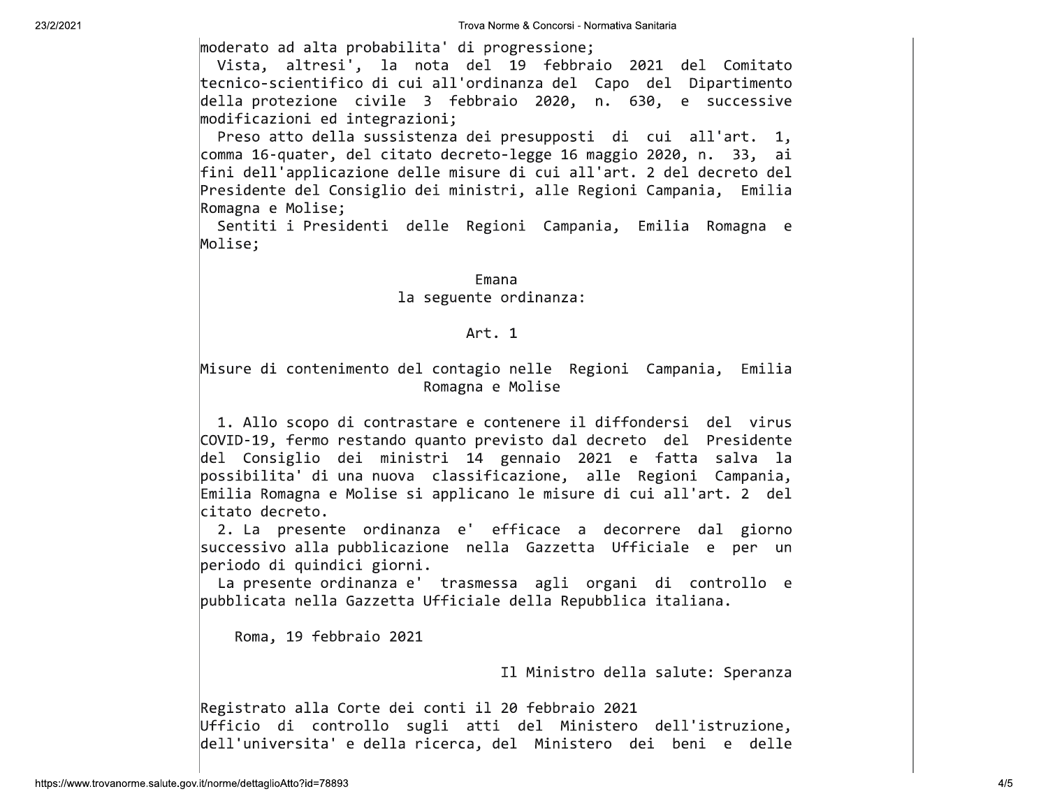moderato ad alta probabilita' di progressione;

Vista, altresi', la nota del 19 febbraio 2021 del Comitato tecnico-scientifico di cui all'ordinanza del Capo del Dipartimento della protezione civile 3 febbraio 2020, n. 630, e successive modificazioni ed integrazioni;

Preso atto della sussistenza dei presupposti di cui all'art. 1, comma 16-quater, del citato decreto-legge 16 maggio 2020, n. 33, ai fini dell'applicazione delle misure di cui all'art. 2 del decreto del Presidente del Consiglio dei ministri, alle Regioni Campania, Emilia Romagna e Molise;

Sentiti i Presidenti delle Regioni Campania, Emilia Romagna e Molise;

Emana
la seguente ordinanza:

## Art. 1

### Misure di contenimento del contagio nelle Regioni Campania, Emilia Romagna e Molise

1. Allo scopo di contrastare e contenere il diffondersi del virus COVID-19, fermo restando quanto previsto dal decreto del Presidente del Consiglio dei ministri 14 gennaio 2021 e fatta salva la possibilita' di una nuova classificazione, alle Regioni Campania, Emilia Romagna e Molise si applicano le misure di cui all'art. 2 del citato decreto.

2. La presente ordinanza e' efficace a decorrere dal giorno successivo alla pubblicazione nella Gazzetta Ufficiale e per un periodo di quindici giorni.

La presente ordinanza e' trasmessa agli organi di controllo e pubblicata nella Gazzetta Ufficiale della Repubblica italiana.

Roma, 19 febbraio 2021

Il Ministro della salute: Speranza

Registrato alla Corte dei conti il 20 febbraio 2021
Ufficio di controllo sugli atti del Ministero dell'istruzione, dell'universita' e della ricerca, del Ministero dei beni e delle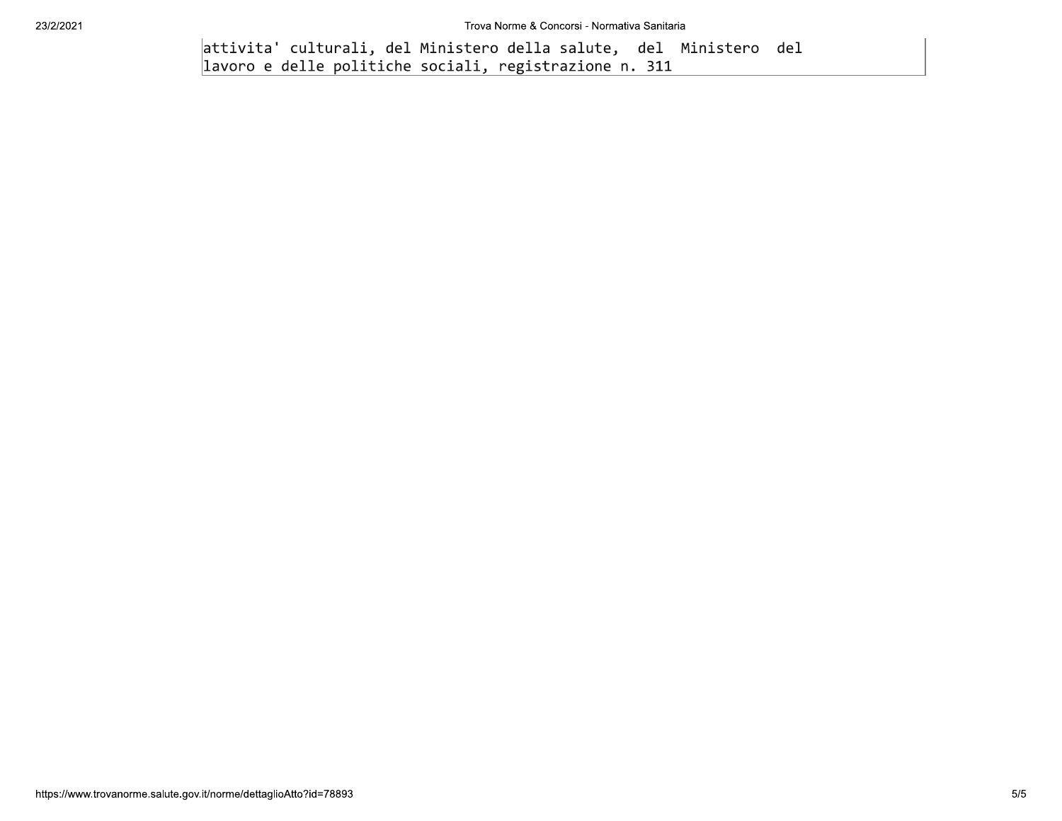attivita' culturali, del Ministero della salute,  del  Ministero  del
lavoro e delle politiche sociali, registrazione n. 311